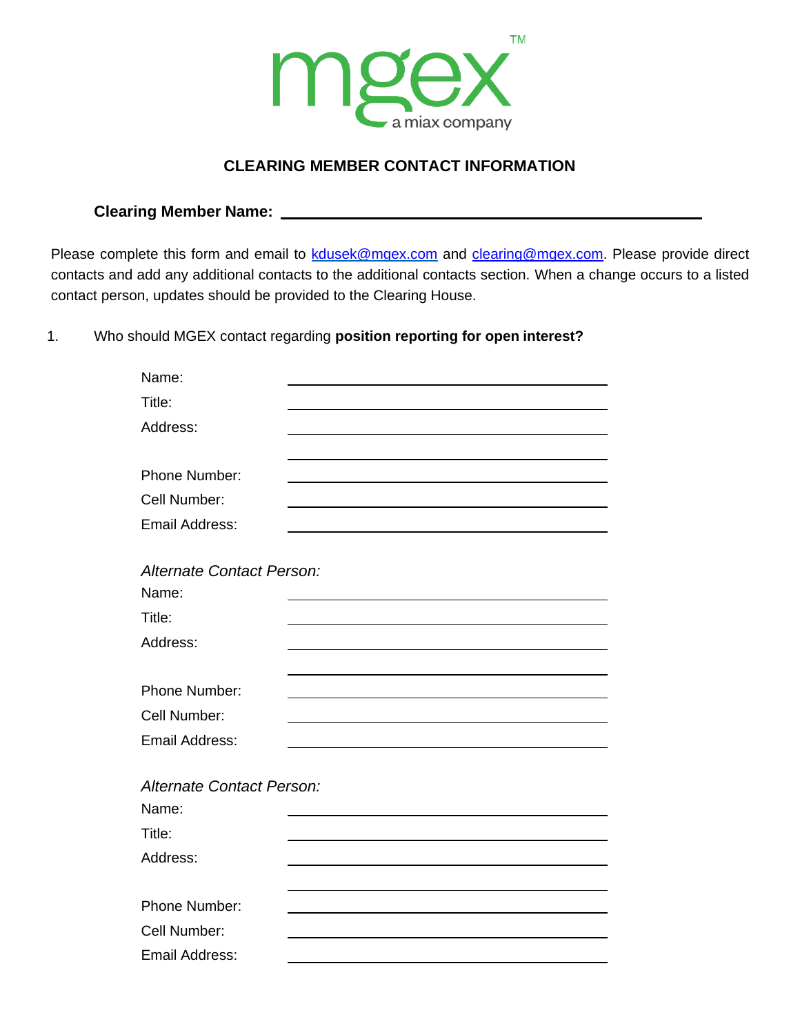mgex™
a miax company

## CLEARING MEMBER CONTACT INFORMATION

**Clearing Member Name:** ______________________________

Please complete this form and email to kdusek@mgex.com and clearing@mgex.com. Please provide direct contacts and add any additional contacts to the additional contacts section. When a change occurs to a listed contact person, updates should be provided to the Clearing House.

1. Who should MGEX contact regarding **position reporting for open interest?**

Name: ______________________________
Title: ______________________________
Address: ______________________________
______________________________
Phone Number: ______________________________
Cell Number: ______________________________
Email Address: ______________________________

*Alternate Contact Person:*
Name: ______________________________
Title: ______________________________
Address: ______________________________
______________________________
Phone Number: ______________________________
Cell Number: ______________________________
Email Address: ______________________________

*Alternate Contact Person:*
Name: ______________________________
Title: ______________________________
Address: ______________________________
______________________________
Phone Number: ______________________________
Cell Number: ______________________________
Email Address: ______________________________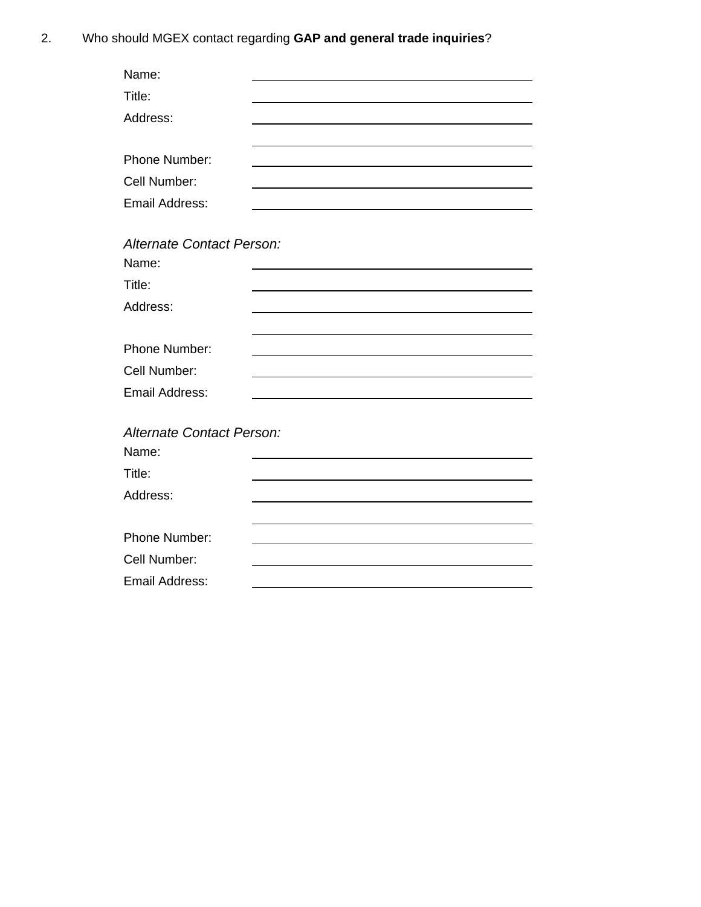2. Who should MGEX contact regarding **GAP and general trade inquiries**?

Name: ______________________________

Title: ______________________________

Address: ______________________________

______________________________

Phone Number: ______________________________

Cell Number: ______________________________

Email Address: ______________________________

*Alternate Contact Person:*

Name: ______________________________

Title: ______________________________

Address: ______________________________

______________________________

Phone Number: ______________________________

Cell Number: ______________________________

Email Address: ______________________________

*Alternate Contact Person:*

Name: ______________________________

Title: ______________________________

Address: ______________________________

______________________________

Phone Number: ______________________________

Cell Number: ______________________________

Email Address: ______________________________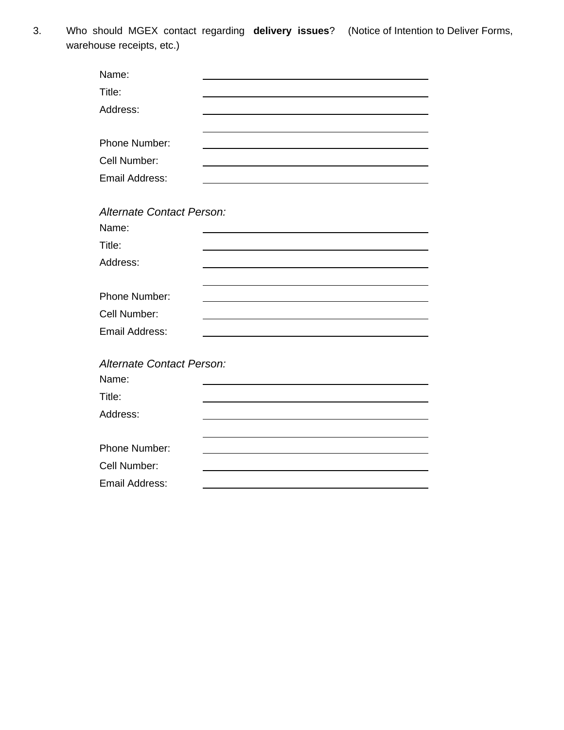3. Who should MGEX contact regarding **delivery issues**? (Notice of Intention to Deliver Forms, warehouse receipts, etc.)

Name: ______________________________

Title: ______________________________

Address: ______________________________

______________________________

Phone Number: ______________________________

Cell Number: ______________________________

Email Address: ______________________________

*Alternate Contact Person:*

Name: ______________________________

Title: ______________________________

Address: ______________________________

______________________________

Phone Number: ______________________________

Cell Number: ______________________________

Email Address: ______________________________

*Alternate Contact Person:*

Name: ______________________________

Title: ______________________________

Address: ______________________________

______________________________

Phone Number: ______________________________

Cell Number: ______________________________

Email Address: ______________________________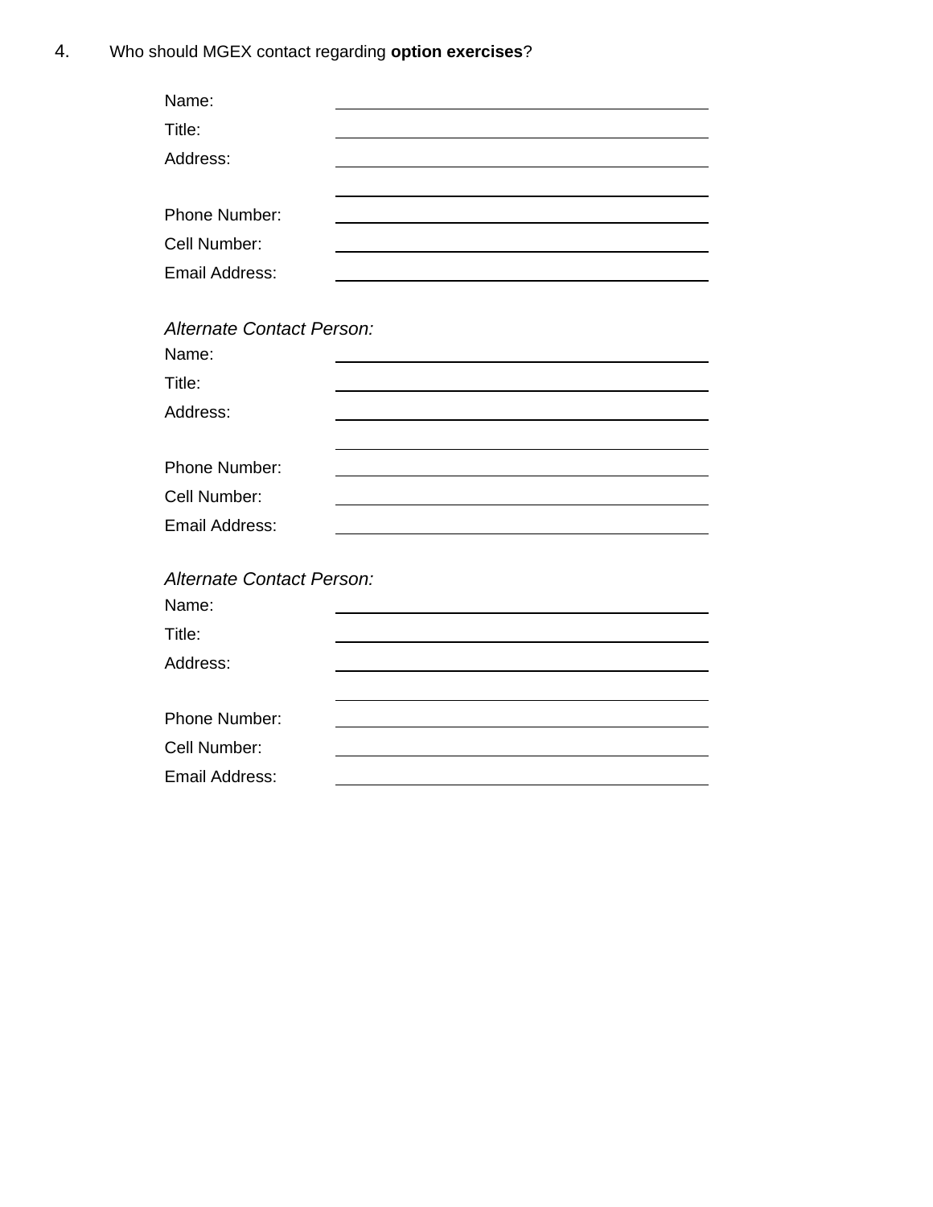4. Who should MGEX contact regarding **option exercises**?

Name: \_\_\_\_\_\_\_\_\_\_\_\_\_\_\_\_\_\_\_\_\_\_\_\_\_\_\_\_\_\_

Title: \_\_\_\_\_\_\_\_\_\_\_\_\_\_\_\_\_\_\_\_\_\_\_\_\_\_\_\_\_\_

Address: \_\_\_\_\_\_\_\_\_\_\_\_\_\_\_\_\_\_\_\_\_\_\_\_\_\_\_\_\_\_

\_\_\_\_\_\_\_\_\_\_\_\_\_\_\_\_\_\_\_\_\_\_\_\_\_\_\_\_\_\_

Phone Number: \_\_\_\_\_\_\_\_\_\_\_\_\_\_\_\_\_\_\_\_\_\_\_\_\_\_\_\_\_\_

Cell Number: \_\_\_\_\_\_\_\_\_\_\_\_\_\_\_\_\_\_\_\_\_\_\_\_\_\_\_\_\_\_

Email Address: \_\_\_\_\_\_\_\_\_\_\_\_\_\_\_\_\_\_\_\_\_\_\_\_\_\_\_\_\_\_

*Alternate Contact Person:*

Name: \_\_\_\_\_\_\_\_\_\_\_\_\_\_\_\_\_\_\_\_\_\_\_\_\_\_\_\_\_\_

Title: \_\_\_\_\_\_\_\_\_\_\_\_\_\_\_\_\_\_\_\_\_\_\_\_\_\_\_\_\_\_

Address: \_\_\_\_\_\_\_\_\_\_\_\_\_\_\_\_\_\_\_\_\_\_\_\_\_\_\_\_\_\_

\_\_\_\_\_\_\_\_\_\_\_\_\_\_\_\_\_\_\_\_\_\_\_\_\_\_\_\_\_\_

Phone Number: \_\_\_\_\_\_\_\_\_\_\_\_\_\_\_\_\_\_\_\_\_\_\_\_\_\_\_\_\_\_

Cell Number: \_\_\_\_\_\_\_\_\_\_\_\_\_\_\_\_\_\_\_\_\_\_\_\_\_\_\_\_\_\_

Email Address: \_\_\_\_\_\_\_\_\_\_\_\_\_\_\_\_\_\_\_\_\_\_\_\_\_\_\_\_\_\_

*Alternate Contact Person:*

Name: \_\_\_\_\_\_\_\_\_\_\_\_\_\_\_\_\_\_\_\_\_\_\_\_\_\_\_\_\_\_

Title: \_\_\_\_\_\_\_\_\_\_\_\_\_\_\_\_\_\_\_\_\_\_\_\_\_\_\_\_\_\_

Address: \_\_\_\_\_\_\_\_\_\_\_\_\_\_\_\_\_\_\_\_\_\_\_\_\_\_\_\_\_\_

\_\_\_\_\_\_\_\_\_\_\_\_\_\_\_\_\_\_\_\_\_\_\_\_\_\_\_\_\_\_

Phone Number: \_\_\_\_\_\_\_\_\_\_\_\_\_\_\_\_\_\_\_\_\_\_\_\_\_\_\_\_\_\_

Cell Number: \_\_\_\_\_\_\_\_\_\_\_\_\_\_\_\_\_\_\_\_\_\_\_\_\_\_\_\_\_\_

Email Address: \_\_\_\_\_\_\_\_\_\_\_\_\_\_\_\_\_\_\_\_\_\_\_\_\_\_\_\_\_\_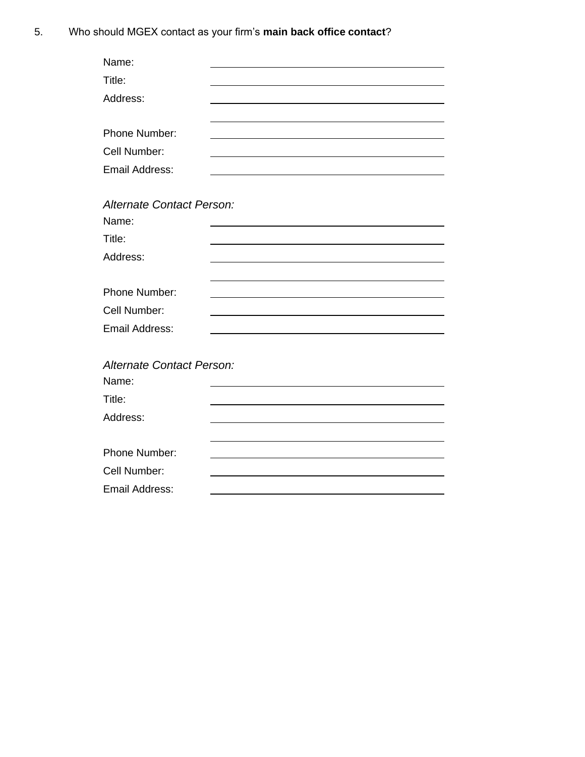5. Who should MGEX contact as your firm's **main back office contact**?

Name: \_\_\_\_\_\_\_\_\_\_\_\_\_\_\_\_\_\_\_\_\_\_\_\_\_\_\_\_\_\_\_\_\_\_\_\_\_\_\_\_

Title: \_\_\_\_\_\_\_\_\_\_\_\_\_\_\_\_\_\_\_\_\_\_\_\_\_\_\_\_\_\_\_\_\_\_\_\_\_\_\_\_

Address: \_\_\_\_\_\_\_\_\_\_\_\_\_\_\_\_\_\_\_\_\_\_\_\_\_\_\_\_\_\_\_\_\_\_\_\_\_\_\_\_

\_\_\_\_\_\_\_\_\_\_\_\_\_\_\_\_\_\_\_\_\_\_\_\_\_\_\_\_\_\_\_\_\_\_\_\_\_\_\_\_

Phone Number: \_\_\_\_\_\_\_\_\_\_\_\_\_\_\_\_\_\_\_\_\_\_\_\_\_\_\_\_\_\_\_\_\_\_\_\_\_\_\_\_

Cell Number: \_\_\_\_\_\_\_\_\_\_\_\_\_\_\_\_\_\_\_\_\_\_\_\_\_\_\_\_\_\_\_\_\_\_\_\_\_\_\_\_

Email Address: \_\_\_\_\_\_\_\_\_\_\_\_\_\_\_\_\_\_\_\_\_\_\_\_\_\_\_\_\_\_\_\_\_\_\_\_\_\_\_\_

*Alternate Contact Person:*

Name: \_\_\_\_\_\_\_\_\_\_\_\_\_\_\_\_\_\_\_\_\_\_\_\_\_\_\_\_\_\_\_\_\_\_\_\_\_\_\_\_

Title: \_\_\_\_\_\_\_\_\_\_\_\_\_\_\_\_\_\_\_\_\_\_\_\_\_\_\_\_\_\_\_\_\_\_\_\_\_\_\_\_

Address: \_\_\_\_\_\_\_\_\_\_\_\_\_\_\_\_\_\_\_\_\_\_\_\_\_\_\_\_\_\_\_\_\_\_\_\_\_\_\_\_

\_\_\_\_\_\_\_\_\_\_\_\_\_\_\_\_\_\_\_\_\_\_\_\_\_\_\_\_\_\_\_\_\_\_\_\_\_\_\_\_

Phone Number: \_\_\_\_\_\_\_\_\_\_\_\_\_\_\_\_\_\_\_\_\_\_\_\_\_\_\_\_\_\_\_\_\_\_\_\_\_\_\_\_

Cell Number: \_\_\_\_\_\_\_\_\_\_\_\_\_\_\_\_\_\_\_\_\_\_\_\_\_\_\_\_\_\_\_\_\_\_\_\_\_\_\_\_

Email Address: \_\_\_\_\_\_\_\_\_\_\_\_\_\_\_\_\_\_\_\_\_\_\_\_\_\_\_\_\_\_\_\_\_\_\_\_\_\_\_\_

*Alternate Contact Person:*

Name: \_\_\_\_\_\_\_\_\_\_\_\_\_\_\_\_\_\_\_\_\_\_\_\_\_\_\_\_\_\_\_\_\_\_\_\_\_\_\_\_

Title: \_\_\_\_\_\_\_\_\_\_\_\_\_\_\_\_\_\_\_\_\_\_\_\_\_\_\_\_\_\_\_\_\_\_\_\_\_\_\_\_

Address: \_\_\_\_\_\_\_\_\_\_\_\_\_\_\_\_\_\_\_\_\_\_\_\_\_\_\_\_\_\_\_\_\_\_\_\_\_\_\_\_

\_\_\_\_\_\_\_\_\_\_\_\_\_\_\_\_\_\_\_\_\_\_\_\_\_\_\_\_\_\_\_\_\_\_\_\_\_\_\_\_

Phone Number: \_\_\_\_\_\_\_\_\_\_\_\_\_\_\_\_\_\_\_\_\_\_\_\_\_\_\_\_\_\_\_\_\_\_\_\_\_\_\_\_

Cell Number: \_\_\_\_\_\_\_\_\_\_\_\_\_\_\_\_\_\_\_\_\_\_\_\_\_\_\_\_\_\_\_\_\_\_\_\_\_\_\_\_

Email Address: \_\_\_\_\_\_\_\_\_\_\_\_\_\_\_\_\_\_\_\_\_\_\_\_\_\_\_\_\_\_\_\_\_\_\_\_\_\_\_\_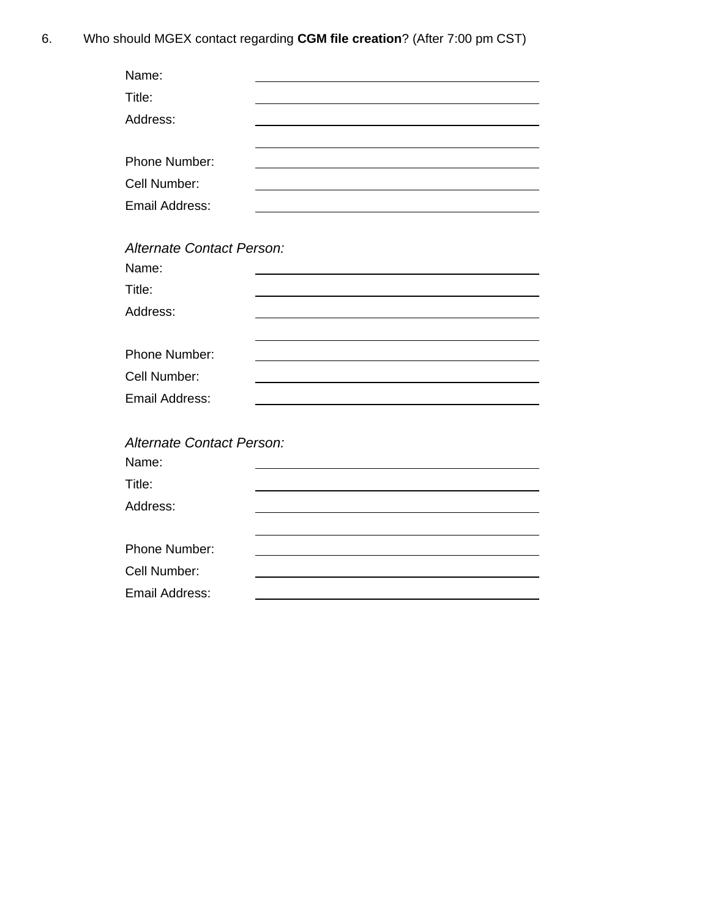6. Who should MGEX contact regarding **CGM file creation**? (After 7:00 pm CST)

Name: \_\_\_\_\_\_\_\_\_\_\_\_\_\_\_\_\_\_\_\_\_\_\_\_\_\_\_\_\_\_\_\_\_\_\_\_\_\_\_\_

Title: \_\_\_\_\_\_\_\_\_\_\_\_\_\_\_\_\_\_\_\_\_\_\_\_\_\_\_\_\_\_\_\_\_\_\_\_\_\_\_\_

Address: \_\_\_\_\_\_\_\_\_\_\_\_\_\_\_\_\_\_\_\_\_\_\_\_\_\_\_\_\_\_\_\_\_\_\_\_\_\_\_\_

\_\_\_\_\_\_\_\_\_\_\_\_\_\_\_\_\_\_\_\_\_\_\_\_\_\_\_\_\_\_\_\_\_\_\_\_\_\_\_\_

Phone Number: \_\_\_\_\_\_\_\_\_\_\_\_\_\_\_\_\_\_\_\_\_\_\_\_\_\_\_\_\_\_\_\_\_\_\_\_\_\_\_\_

Cell Number: \_\_\_\_\_\_\_\_\_\_\_\_\_\_\_\_\_\_\_\_\_\_\_\_\_\_\_\_\_\_\_\_\_\_\_\_\_\_\_\_

Email Address: \_\_\_\_\_\_\_\_\_\_\_\_\_\_\_\_\_\_\_\_\_\_\_\_\_\_\_\_\_\_\_\_\_\_\_\_\_\_\_\_

*Alternate Contact Person:*

Name: \_\_\_\_\_\_\_\_\_\_\_\_\_\_\_\_\_\_\_\_\_\_\_\_\_\_\_\_\_\_\_\_\_\_\_\_\_\_\_\_

Title: \_\_\_\_\_\_\_\_\_\_\_\_\_\_\_\_\_\_\_\_\_\_\_\_\_\_\_\_\_\_\_\_\_\_\_\_\_\_\_\_

Address: \_\_\_\_\_\_\_\_\_\_\_\_\_\_\_\_\_\_\_\_\_\_\_\_\_\_\_\_\_\_\_\_\_\_\_\_\_\_\_\_

\_\_\_\_\_\_\_\_\_\_\_\_\_\_\_\_\_\_\_\_\_\_\_\_\_\_\_\_\_\_\_\_\_\_\_\_\_\_\_\_

Phone Number: \_\_\_\_\_\_\_\_\_\_\_\_\_\_\_\_\_\_\_\_\_\_\_\_\_\_\_\_\_\_\_\_\_\_\_\_\_\_\_\_

Cell Number: \_\_\_\_\_\_\_\_\_\_\_\_\_\_\_\_\_\_\_\_\_\_\_\_\_\_\_\_\_\_\_\_\_\_\_\_\_\_\_\_

Email Address: \_\_\_\_\_\_\_\_\_\_\_\_\_\_\_\_\_\_\_\_\_\_\_\_\_\_\_\_\_\_\_\_\_\_\_\_\_\_\_\_

*Alternate Contact Person:*

Name: \_\_\_\_\_\_\_\_\_\_\_\_\_\_\_\_\_\_\_\_\_\_\_\_\_\_\_\_\_\_\_\_\_\_\_\_\_\_\_\_

Title: \_\_\_\_\_\_\_\_\_\_\_\_\_\_\_\_\_\_\_\_\_\_\_\_\_\_\_\_\_\_\_\_\_\_\_\_\_\_\_\_

Address: \_\_\_\_\_\_\_\_\_\_\_\_\_\_\_\_\_\_\_\_\_\_\_\_\_\_\_\_\_\_\_\_\_\_\_\_\_\_\_\_

\_\_\_\_\_\_\_\_\_\_\_\_\_\_\_\_\_\_\_\_\_\_\_\_\_\_\_\_\_\_\_\_\_\_\_\_\_\_\_\_

Phone Number: \_\_\_\_\_\_\_\_\_\_\_\_\_\_\_\_\_\_\_\_\_\_\_\_\_\_\_\_\_\_\_\_\_\_\_\_\_\_\_\_

Cell Number: \_\_\_\_\_\_\_\_\_\_\_\_\_\_\_\_\_\_\_\_\_\_\_\_\_\_\_\_\_\_\_\_\_\_\_\_\_\_\_\_

Email Address: \_\_\_\_\_\_\_\_\_\_\_\_\_\_\_\_\_\_\_\_\_\_\_\_\_\_\_\_\_\_\_\_\_\_\_\_\_\_\_\_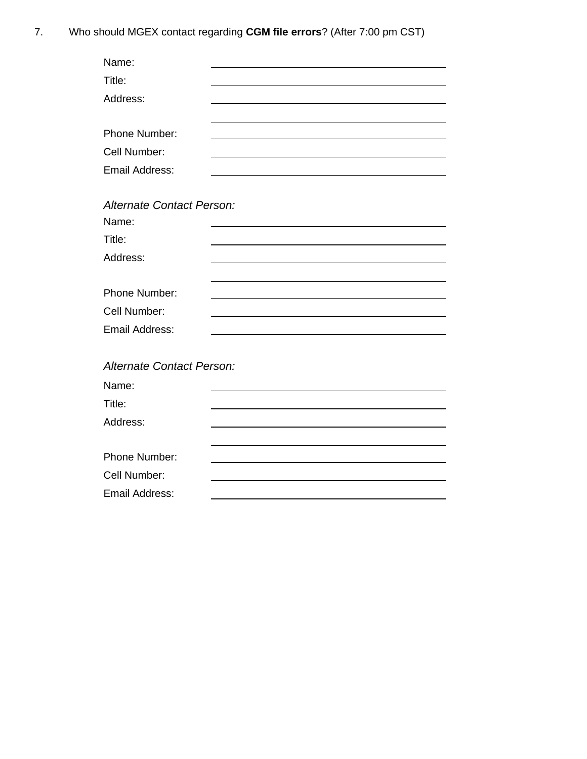7. Who should MGEX contact regarding **CGM file errors**? (After 7:00 pm CST)

Name: \_\_\_\_\_\_\_\_\_\_\_\_\_\_\_\_\_\_\_\_\_\_\_\_\_\_\_\_\_\_\_\_

Title: \_\_\_\_\_\_\_\_\_\_\_\_\_\_\_\_\_\_\_\_\_\_\_\_\_\_\_\_\_\_\_\_

Address: \_\_\_\_\_\_\_\_\_\_\_\_\_\_\_\_\_\_\_\_\_\_\_\_\_\_\_\_\_\_\_\_

\_\_\_\_\_\_\_\_\_\_\_\_\_\_\_\_\_\_\_\_\_\_\_\_\_\_\_\_\_\_\_\_

Phone Number: \_\_\_\_\_\_\_\_\_\_\_\_\_\_\_\_\_\_\_\_\_\_\_\_\_\_\_\_\_\_\_\_

Cell Number: \_\_\_\_\_\_\_\_\_\_\_\_\_\_\_\_\_\_\_\_\_\_\_\_\_\_\_\_\_\_\_\_

Email Address: \_\_\_\_\_\_\_\_\_\_\_\_\_\_\_\_\_\_\_\_\_\_\_\_\_\_\_\_\_\_\_\_

*Alternate Contact Person:*

Name: \_\_\_\_\_\_\_\_\_\_\_\_\_\_\_\_\_\_\_\_\_\_\_\_\_\_\_\_\_\_\_\_

Title: \_\_\_\_\_\_\_\_\_\_\_\_\_\_\_\_\_\_\_\_\_\_\_\_\_\_\_\_\_\_\_\_

Address: \_\_\_\_\_\_\_\_\_\_\_\_\_\_\_\_\_\_\_\_\_\_\_\_\_\_\_\_\_\_\_\_

\_\_\_\_\_\_\_\_\_\_\_\_\_\_\_\_\_\_\_\_\_\_\_\_\_\_\_\_\_\_\_\_

Phone Number: \_\_\_\_\_\_\_\_\_\_\_\_\_\_\_\_\_\_\_\_\_\_\_\_\_\_\_\_\_\_\_\_

Cell Number: \_\_\_\_\_\_\_\_\_\_\_\_\_\_\_\_\_\_\_\_\_\_\_\_\_\_\_\_\_\_\_\_

Email Address: \_\_\_\_\_\_\_\_\_\_\_\_\_\_\_\_\_\_\_\_\_\_\_\_\_\_\_\_\_\_\_\_

*Alternate Contact Person:*

Name: \_\_\_\_\_\_\_\_\_\_\_\_\_\_\_\_\_\_\_\_\_\_\_\_\_\_\_\_\_\_\_\_

Title: \_\_\_\_\_\_\_\_\_\_\_\_\_\_\_\_\_\_\_\_\_\_\_\_\_\_\_\_\_\_\_\_

Address: \_\_\_\_\_\_\_\_\_\_\_\_\_\_\_\_\_\_\_\_\_\_\_\_\_\_\_\_\_\_\_\_

\_\_\_\_\_\_\_\_\_\_\_\_\_\_\_\_\_\_\_\_\_\_\_\_\_\_\_\_\_\_\_\_

Phone Number: \_\_\_\_\_\_\_\_\_\_\_\_\_\_\_\_\_\_\_\_\_\_\_\_\_\_\_\_\_\_\_\_

Cell Number: \_\_\_\_\_\_\_\_\_\_\_\_\_\_\_\_\_\_\_\_\_\_\_\_\_\_\_\_\_\_\_\_

Email Address: \_\_\_\_\_\_\_\_\_\_\_\_\_\_\_\_\_\_\_\_\_\_\_\_\_\_\_\_\_\_\_\_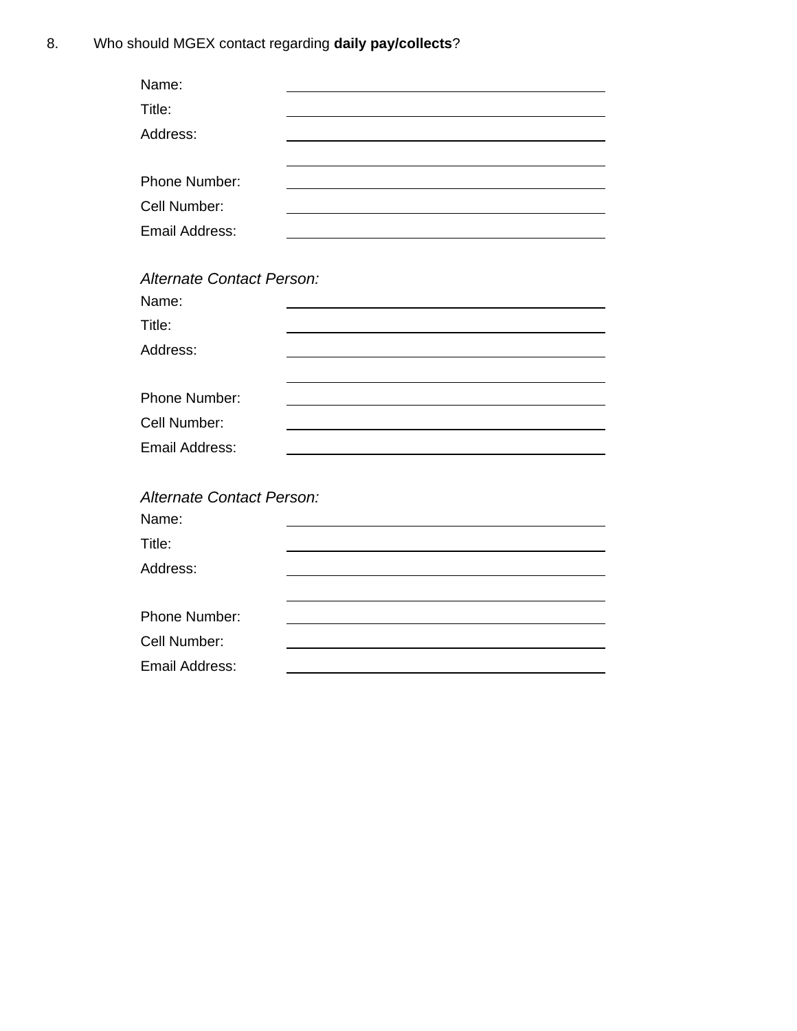8. Who should MGEX contact regarding **daily pay/collects**?

Name: ______________________________

Title: ______________________________

Address: ______________________________

______________________________

Phone Number: ______________________________

Cell Number: ______________________________

Email Address: ______________________________

*Alternate Contact Person:*

Name: ______________________________

Title: ______________________________

Address: ______________________________

______________________________

Phone Number: ______________________________

Cell Number: ______________________________

Email Address: ______________________________

*Alternate Contact Person:*

Name: ______________________________

Title: ______________________________

Address: ______________________________

______________________________

Phone Number: ______________________________

Cell Number: ______________________________

Email Address: ______________________________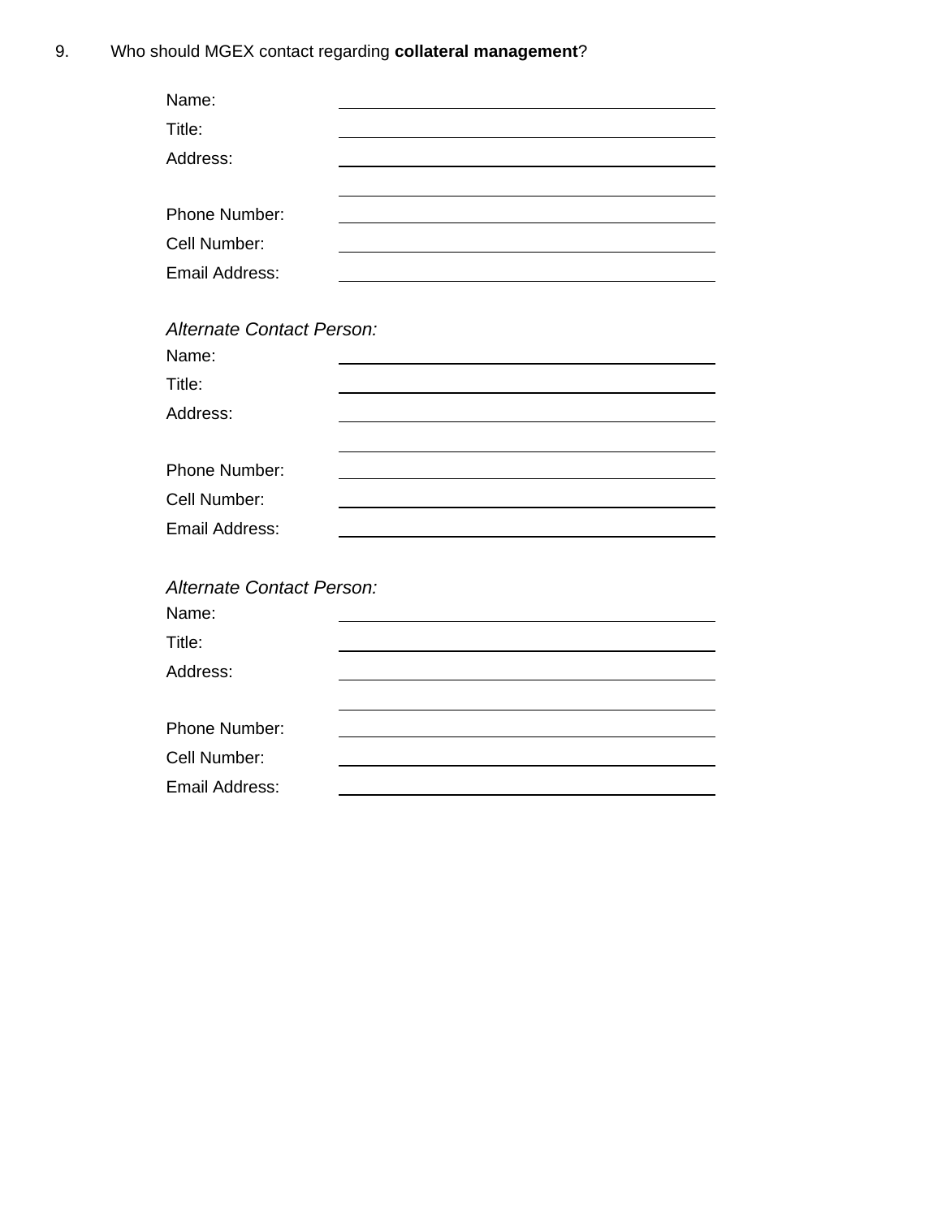9. Who should MGEX contact regarding **collateral management**?

Name: \_\_\_\_\_\_\_\_\_\_\_\_\_\_\_\_\_\_\_\_\_\_\_\_\_\_\_\_\_\_\_\_

Title: \_\_\_\_\_\_\_\_\_\_\_\_\_\_\_\_\_\_\_\_\_\_\_\_\_\_\_\_\_\_\_\_

Address: \_\_\_\_\_\_\_\_\_\_\_\_\_\_\_\_\_\_\_\_\_\_\_\_\_\_\_\_\_\_\_\_

\_\_\_\_\_\_\_\_\_\_\_\_\_\_\_\_\_\_\_\_\_\_\_\_\_\_\_\_\_\_\_\_

Phone Number: \_\_\_\_\_\_\_\_\_\_\_\_\_\_\_\_\_\_\_\_\_\_\_\_\_\_\_\_\_\_\_\_

Cell Number: \_\_\_\_\_\_\_\_\_\_\_\_\_\_\_\_\_\_\_\_\_\_\_\_\_\_\_\_\_\_\_\_

Email Address: \_\_\_\_\_\_\_\_\_\_\_\_\_\_\_\_\_\_\_\_\_\_\_\_\_\_\_\_\_\_\_\_

*Alternate Contact Person:*

Name: \_\_\_\_\_\_\_\_\_\_\_\_\_\_\_\_\_\_\_\_\_\_\_\_\_\_\_\_\_\_\_\_

Title: \_\_\_\_\_\_\_\_\_\_\_\_\_\_\_\_\_\_\_\_\_\_\_\_\_\_\_\_\_\_\_\_

Address: \_\_\_\_\_\_\_\_\_\_\_\_\_\_\_\_\_\_\_\_\_\_\_\_\_\_\_\_\_\_\_\_

\_\_\_\_\_\_\_\_\_\_\_\_\_\_\_\_\_\_\_\_\_\_\_\_\_\_\_\_\_\_\_\_

Phone Number: \_\_\_\_\_\_\_\_\_\_\_\_\_\_\_\_\_\_\_\_\_\_\_\_\_\_\_\_\_\_\_\_

Cell Number: \_\_\_\_\_\_\_\_\_\_\_\_\_\_\_\_\_\_\_\_\_\_\_\_\_\_\_\_\_\_\_\_

Email Address: \_\_\_\_\_\_\_\_\_\_\_\_\_\_\_\_\_\_\_\_\_\_\_\_\_\_\_\_\_\_\_\_

*Alternate Contact Person:*

Name: \_\_\_\_\_\_\_\_\_\_\_\_\_\_\_\_\_\_\_\_\_\_\_\_\_\_\_\_\_\_\_\_

Title: \_\_\_\_\_\_\_\_\_\_\_\_\_\_\_\_\_\_\_\_\_\_\_\_\_\_\_\_\_\_\_\_

Address: \_\_\_\_\_\_\_\_\_\_\_\_\_\_\_\_\_\_\_\_\_\_\_\_\_\_\_\_\_\_\_\_

\_\_\_\_\_\_\_\_\_\_\_\_\_\_\_\_\_\_\_\_\_\_\_\_\_\_\_\_\_\_\_\_

Phone Number: \_\_\_\_\_\_\_\_\_\_\_\_\_\_\_\_\_\_\_\_\_\_\_\_\_\_\_\_\_\_\_\_

Cell Number: \_\_\_\_\_\_\_\_\_\_\_\_\_\_\_\_\_\_\_\_\_\_\_\_\_\_\_\_\_\_\_\_

Email Address: \_\_\_\_\_\_\_\_\_\_\_\_\_\_\_\_\_\_\_\_\_\_\_\_\_\_\_\_\_\_\_\_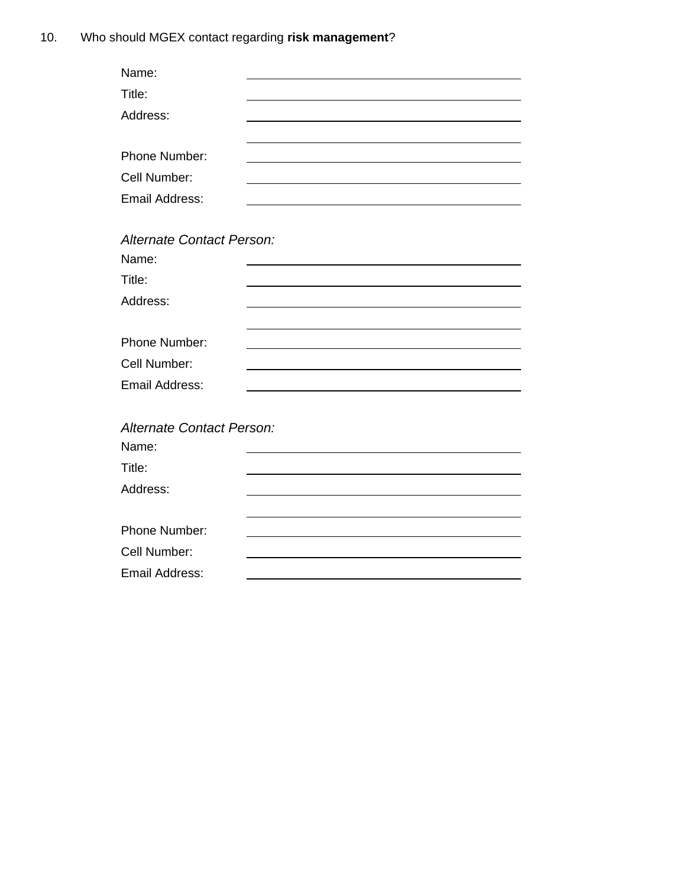10. Who should MGEX contact regarding **risk management**?

Name: \_\_\_\_\_\_\_\_\_\_\_\_\_\_\_\_\_\_\_\_\_\_\_\_\_\_\_\_\_\_\_\_\_\_\_\_\_\_\_\_

Title: \_\_\_\_\_\_\_\_\_\_\_\_\_\_\_\_\_\_\_\_\_\_\_\_\_\_\_\_\_\_\_\_\_\_\_\_\_\_\_\_

Address: \_\_\_\_\_\_\_\_\_\_\_\_\_\_\_\_\_\_\_\_\_\_\_\_\_\_\_\_\_\_\_\_\_\_\_\_\_\_\_\_

\_\_\_\_\_\_\_\_\_\_\_\_\_\_\_\_\_\_\_\_\_\_\_\_\_\_\_\_\_\_\_\_\_\_\_\_\_\_\_\_

Phone Number: \_\_\_\_\_\_\_\_\_\_\_\_\_\_\_\_\_\_\_\_\_\_\_\_\_\_\_\_\_\_\_\_\_\_\_\_\_\_\_\_

Cell Number: \_\_\_\_\_\_\_\_\_\_\_\_\_\_\_\_\_\_\_\_\_\_\_\_\_\_\_\_\_\_\_\_\_\_\_\_\_\_\_\_

Email Address: \_\_\_\_\_\_\_\_\_\_\_\_\_\_\_\_\_\_\_\_\_\_\_\_\_\_\_\_\_\_\_\_\_\_\_\_\_\_\_\_

*Alternate Contact Person:*

Name: \_\_\_\_\_\_\_\_\_\_\_\_\_\_\_\_\_\_\_\_\_\_\_\_\_\_\_\_\_\_\_\_\_\_\_\_\_\_\_\_

Title: \_\_\_\_\_\_\_\_\_\_\_\_\_\_\_\_\_\_\_\_\_\_\_\_\_\_\_\_\_\_\_\_\_\_\_\_\_\_\_\_

Address: \_\_\_\_\_\_\_\_\_\_\_\_\_\_\_\_\_\_\_\_\_\_\_\_\_\_\_\_\_\_\_\_\_\_\_\_\_\_\_\_

\_\_\_\_\_\_\_\_\_\_\_\_\_\_\_\_\_\_\_\_\_\_\_\_\_\_\_\_\_\_\_\_\_\_\_\_\_\_\_\_

Phone Number: \_\_\_\_\_\_\_\_\_\_\_\_\_\_\_\_\_\_\_\_\_\_\_\_\_\_\_\_\_\_\_\_\_\_\_\_\_\_\_\_

Cell Number: \_\_\_\_\_\_\_\_\_\_\_\_\_\_\_\_\_\_\_\_\_\_\_\_\_\_\_\_\_\_\_\_\_\_\_\_\_\_\_\_

Email Address: \_\_\_\_\_\_\_\_\_\_\_\_\_\_\_\_\_\_\_\_\_\_\_\_\_\_\_\_\_\_\_\_\_\_\_\_\_\_\_\_

*Alternate Contact Person:*

Name: \_\_\_\_\_\_\_\_\_\_\_\_\_\_\_\_\_\_\_\_\_\_\_\_\_\_\_\_\_\_\_\_\_\_\_\_\_\_\_\_

Title: \_\_\_\_\_\_\_\_\_\_\_\_\_\_\_\_\_\_\_\_\_\_\_\_\_\_\_\_\_\_\_\_\_\_\_\_\_\_\_\_

Address: \_\_\_\_\_\_\_\_\_\_\_\_\_\_\_\_\_\_\_\_\_\_\_\_\_\_\_\_\_\_\_\_\_\_\_\_\_\_\_\_

\_\_\_\_\_\_\_\_\_\_\_\_\_\_\_\_\_\_\_\_\_\_\_\_\_\_\_\_\_\_\_\_\_\_\_\_\_\_\_\_

Phone Number: \_\_\_\_\_\_\_\_\_\_\_\_\_\_\_\_\_\_\_\_\_\_\_\_\_\_\_\_\_\_\_\_\_\_\_\_\_\_\_\_

Cell Number: \_\_\_\_\_\_\_\_\_\_\_\_\_\_\_\_\_\_\_\_\_\_\_\_\_\_\_\_\_\_\_\_\_\_\_\_\_\_\_\_

Email Address: \_\_\_\_\_\_\_\_\_\_\_\_\_\_\_\_\_\_\_\_\_\_\_\_\_\_\_\_\_\_\_\_\_\_\_\_\_\_\_\_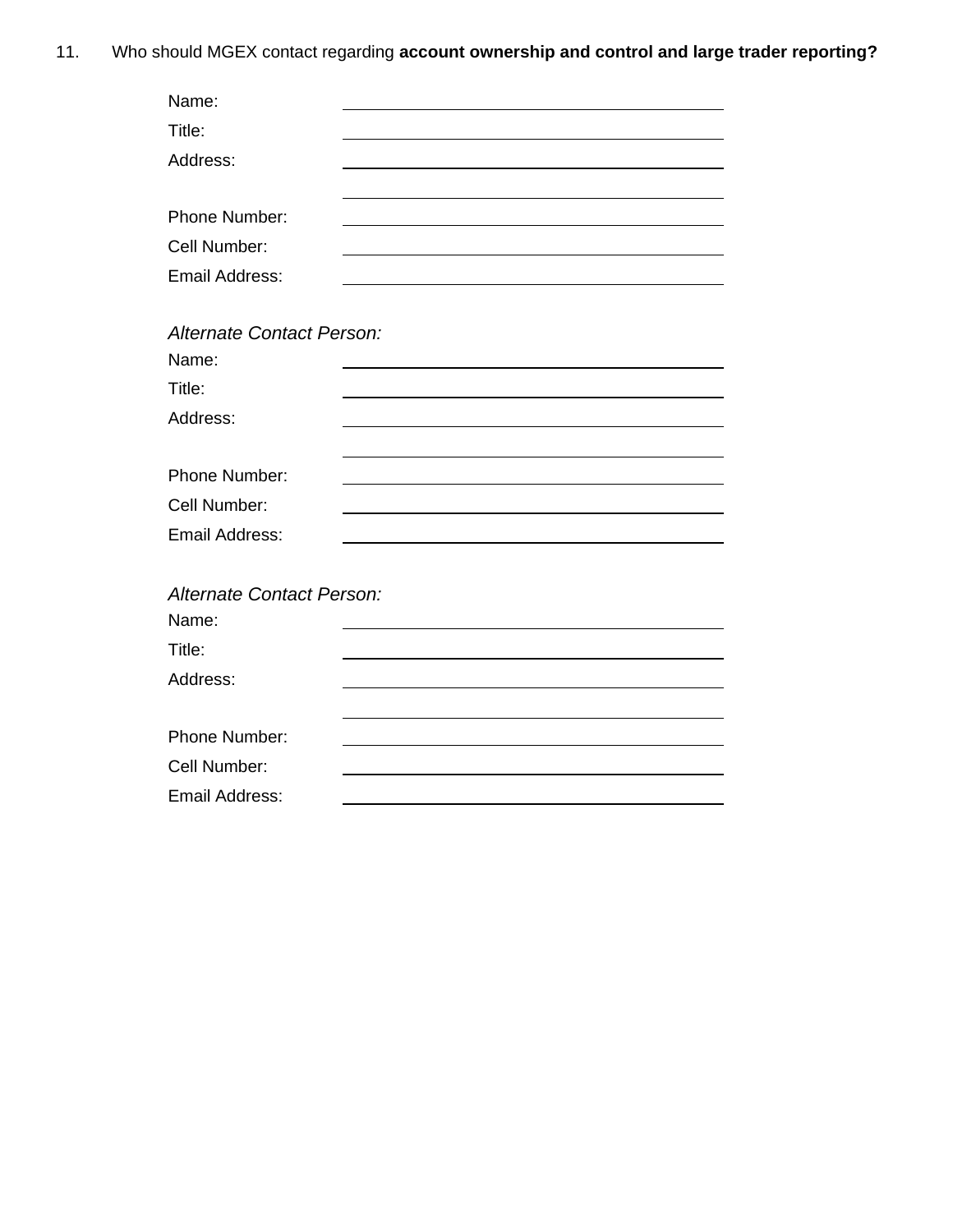11. Who should MGEX contact regarding **account ownership and control and large trader reporting?**

Name: ______________________________

Title: ______________________________

Address: ______________________________

______________________________

Phone Number: ______________________________

Cell Number: ______________________________

Email Address: ______________________________

*Alternate Contact Person:*

Name: ______________________________

Title: ______________________________

Address: ______________________________

______________________________

Phone Number: ______________________________

Cell Number: ______________________________

Email Address: ______________________________

*Alternate Contact Person:*

Name: ______________________________

Title: ______________________________

Address: ______________________________

______________________________

Phone Number: ______________________________

Cell Number: ______________________________

Email Address: ______________________________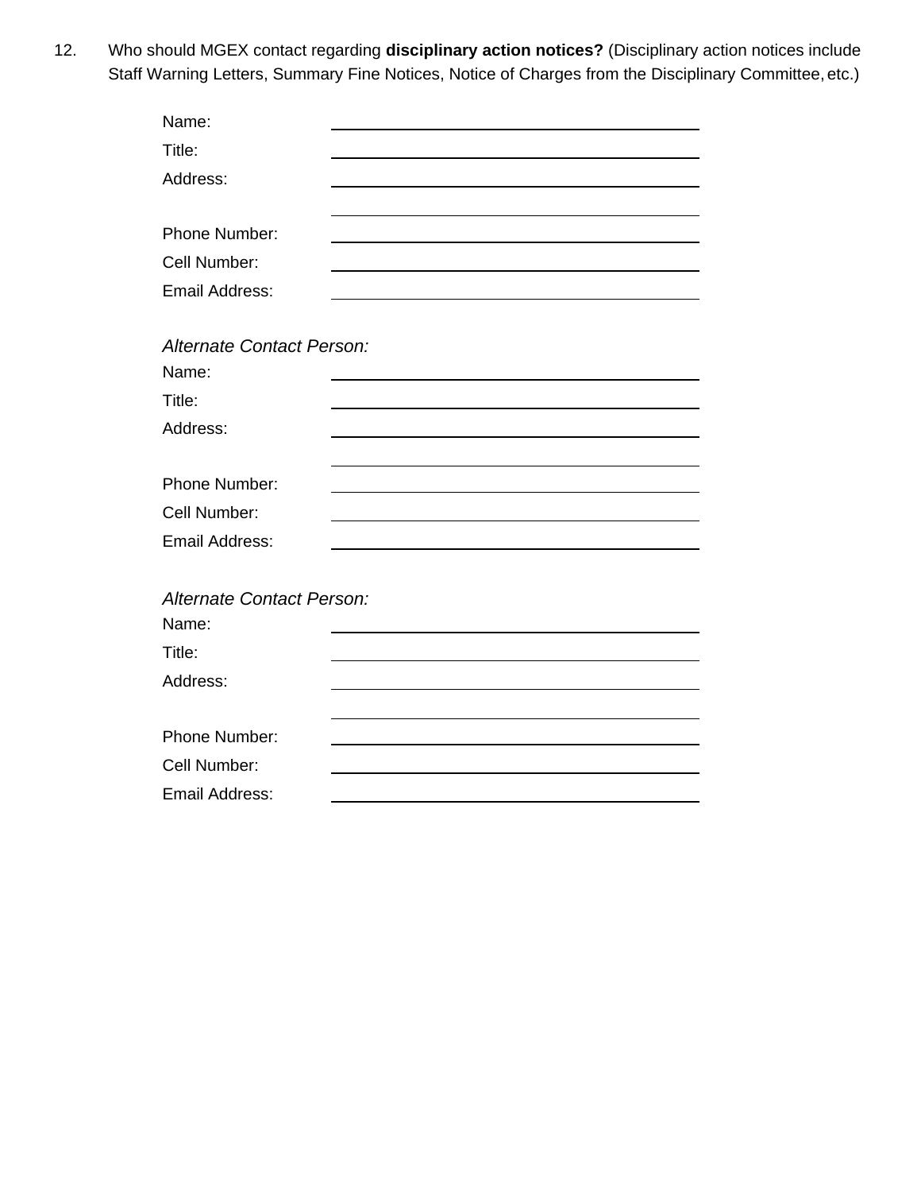12. Who should MGEX contact regarding **disciplinary action notices?** (Disciplinary action notices include Staff Warning Letters, Summary Fine Notices, Notice of Charges from the Disciplinary Committee, etc.)

Name: ______________________________

Title: ______________________________

Address: ______________________________

______________________________

Phone Number: ______________________________

Cell Number: ______________________________

Email Address: ______________________________

*Alternate Contact Person:*

Name: ______________________________

Title: ______________________________

Address: ______________________________

______________________________

Phone Number: ______________________________

Cell Number: ______________________________

Email Address: ______________________________

*Alternate Contact Person:*

Name: ______________________________

Title: ______________________________

Address: ______________________________

______________________________

Phone Number: ______________________________

Cell Number: ______________________________

Email Address: ______________________________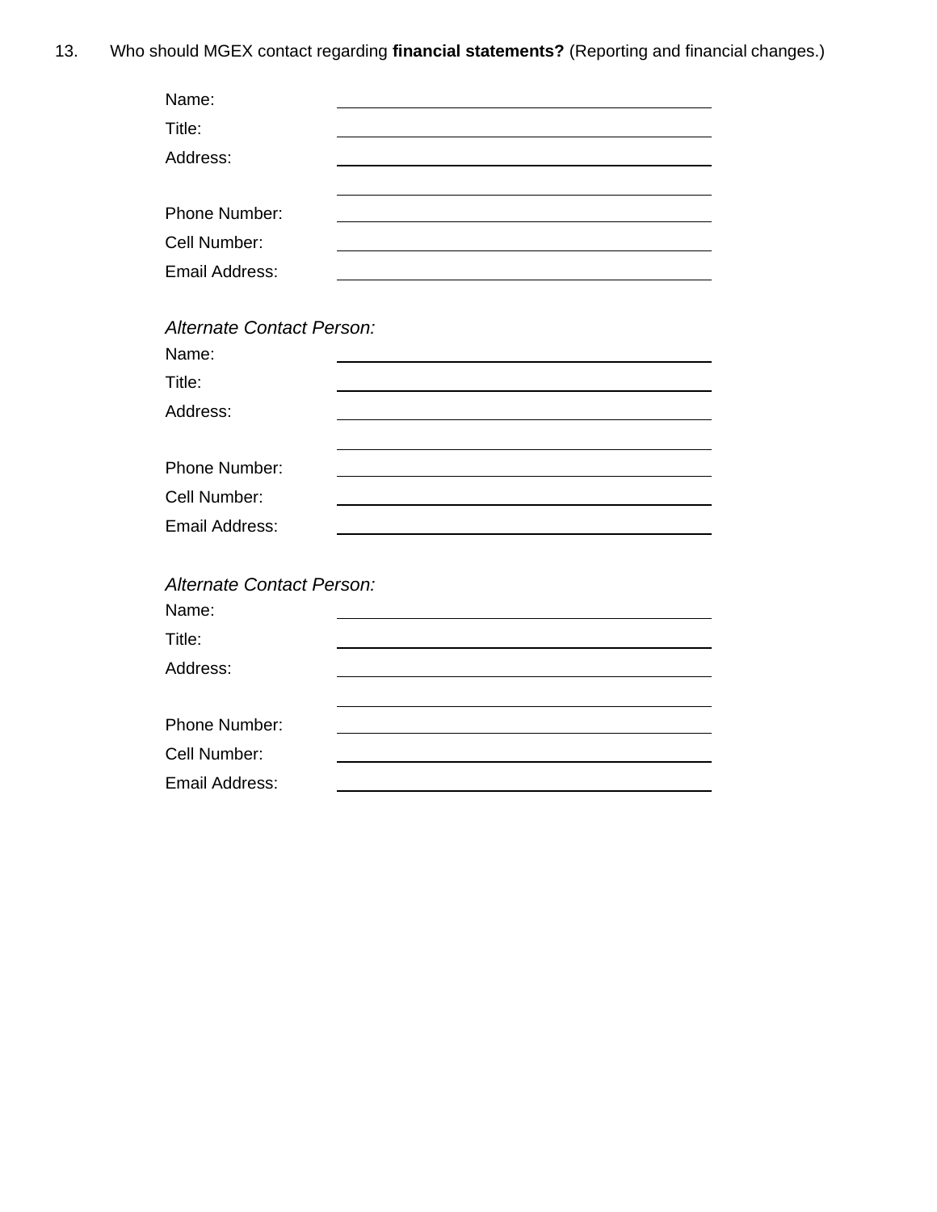13. Who should MGEX contact regarding **financial statements?** (Reporting and financial changes.)

Name: ______________________________

Title: ______________________________

Address: ______________________________

______________________________

Phone Number: ______________________________

Cell Number: ______________________________

Email Address: ______________________________

*Alternate Contact Person:*

Name: ______________________________

Title: ______________________________

Address: ______________________________

______________________________

Phone Number: ______________________________

Cell Number: ______________________________

Email Address: ______________________________

*Alternate Contact Person:*

Name: ______________________________

Title: ______________________________

Address: ______________________________

______________________________

Phone Number: ______________________________

Cell Number: ______________________________

Email Address: ______________________________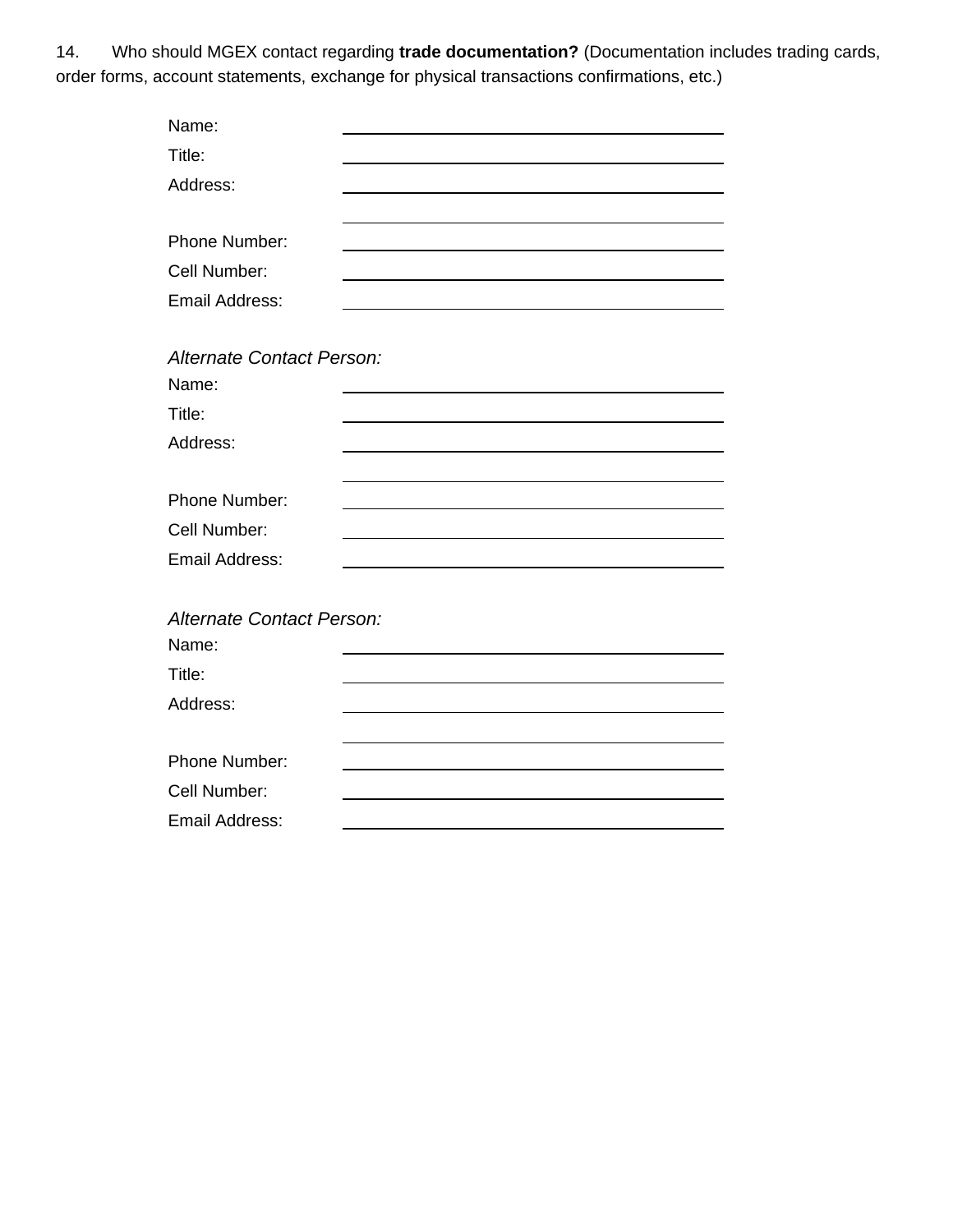14. Who should MGEX contact regarding **trade documentation?** (Documentation includes trading cards, order forms, account statements, exchange for physical transactions confirmations, etc.)

Name: ______________________________

Title: ______________________________

Address: ______________________________

______________________________

Phone Number: ______________________________

Cell Number: ______________________________

Email Address: ______________________________

*Alternate Contact Person:*

Name: ______________________________

Title: ______________________________

Address: ______________________________

______________________________

Phone Number: ______________________________

Cell Number: ______________________________

Email Address: ______________________________

*Alternate Contact Person:*

Name: ______________________________

Title: ______________________________

Address: ______________________________

______________________________

Phone Number: ______________________________

Cell Number: ______________________________

Email Address: ______________________________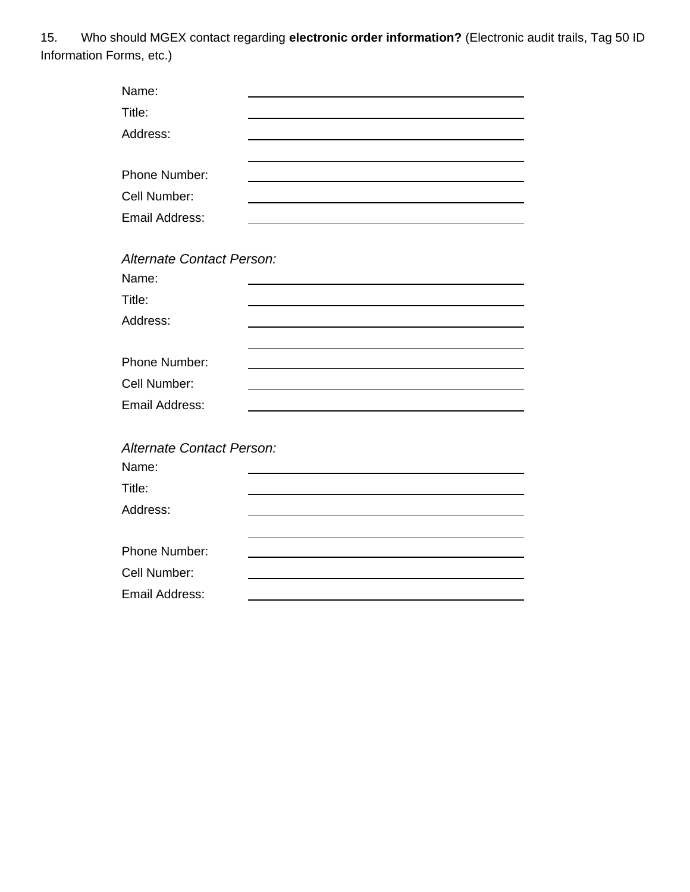15. Who should MGEX contact regarding **electronic order information?** (Electronic audit trails, Tag 50 ID Information Forms, etc.)

Name: ______________________________

Title: ______________________________

Address: ______________________________

______________________________

Phone Number: ______________________________

Cell Number: ______________________________

Email Address: ______________________________

*Alternate Contact Person:*

Name: ______________________________

Title: ______________________________

Address: ______________________________

______________________________

Phone Number: ______________________________

Cell Number: ______________________________

Email Address: ______________________________

*Alternate Contact Person:*

Name: ______________________________

Title: ______________________________

Address: ______________________________

______________________________

Phone Number: ______________________________

Cell Number: ______________________________

Email Address: ______________________________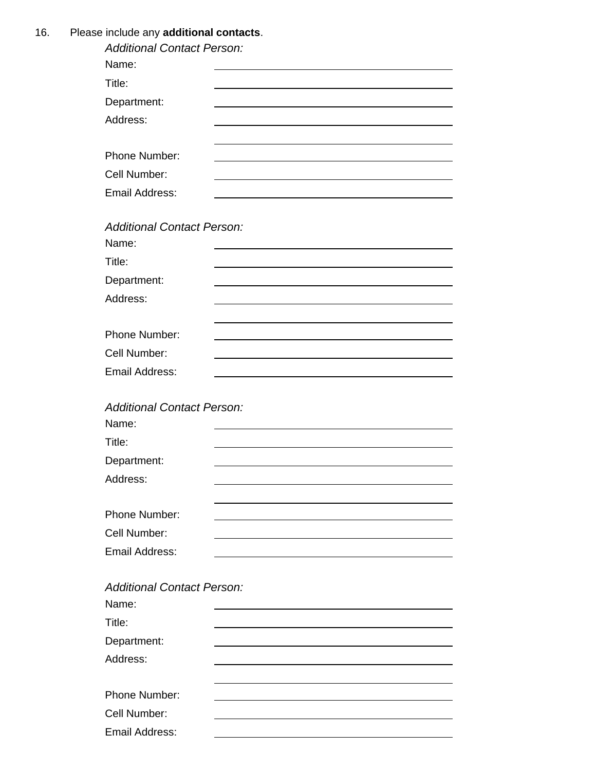16. Please include any **additional contacts**.

*Additional Contact Person:*

Name: \_\_\_\_\_\_\_\_\_\_\_\_\_\_\_\_\_\_\_\_\_\_\_\_\_\_\_\_\_\_\_\_\_\_\_\_\_\_\_\_

Title: \_\_\_\_\_\_\_\_\_\_\_\_\_\_\_\_\_\_\_\_\_\_\_\_\_\_\_\_\_\_\_\_\_\_\_\_\_\_\_\_

Department: \_\_\_\_\_\_\_\_\_\_\_\_\_\_\_\_\_\_\_\_\_\_\_\_\_\_\_\_\_\_\_\_\_\_\_\_\_\_\_\_

Address: \_\_\_\_\_\_\_\_\_\_\_\_\_\_\_\_\_\_\_\_\_\_\_\_\_\_\_\_\_\_\_\_\_\_\_\_\_\_\_\_

\_\_\_\_\_\_\_\_\_\_\_\_\_\_\_\_\_\_\_\_\_\_\_\_\_\_\_\_\_\_\_\_\_\_\_\_\_\_\_\_

Phone Number: \_\_\_\_\_\_\_\_\_\_\_\_\_\_\_\_\_\_\_\_\_\_\_\_\_\_\_\_\_\_\_\_\_\_\_\_\_\_\_\_

Cell Number: \_\_\_\_\_\_\_\_\_\_\_\_\_\_\_\_\_\_\_\_\_\_\_\_\_\_\_\_\_\_\_\_\_\_\_\_\_\_\_\_

Email Address: \_\_\_\_\_\_\_\_\_\_\_\_\_\_\_\_\_\_\_\_\_\_\_\_\_\_\_\_\_\_\_\_\_\_\_\_\_\_\_\_

*Additional Contact Person:*

Name: \_\_\_\_\_\_\_\_\_\_\_\_\_\_\_\_\_\_\_\_\_\_\_\_\_\_\_\_\_\_\_\_\_\_\_\_\_\_\_\_

Title: \_\_\_\_\_\_\_\_\_\_\_\_\_\_\_\_\_\_\_\_\_\_\_\_\_\_\_\_\_\_\_\_\_\_\_\_\_\_\_\_

Department: \_\_\_\_\_\_\_\_\_\_\_\_\_\_\_\_\_\_\_\_\_\_\_\_\_\_\_\_\_\_\_\_\_\_\_\_\_\_\_\_

Address: \_\_\_\_\_\_\_\_\_\_\_\_\_\_\_\_\_\_\_\_\_\_\_\_\_\_\_\_\_\_\_\_\_\_\_\_\_\_\_\_

\_\_\_\_\_\_\_\_\_\_\_\_\_\_\_\_\_\_\_\_\_\_\_\_\_\_\_\_\_\_\_\_\_\_\_\_\_\_\_\_

Phone Number: \_\_\_\_\_\_\_\_\_\_\_\_\_\_\_\_\_\_\_\_\_\_\_\_\_\_\_\_\_\_\_\_\_\_\_\_\_\_\_\_

Cell Number: \_\_\_\_\_\_\_\_\_\_\_\_\_\_\_\_\_\_\_\_\_\_\_\_\_\_\_\_\_\_\_\_\_\_\_\_\_\_\_\_

Email Address: \_\_\_\_\_\_\_\_\_\_\_\_\_\_\_\_\_\_\_\_\_\_\_\_\_\_\_\_\_\_\_\_\_\_\_\_\_\_\_\_

*Additional Contact Person:*

Name: \_\_\_\_\_\_\_\_\_\_\_\_\_\_\_\_\_\_\_\_\_\_\_\_\_\_\_\_\_\_\_\_\_\_\_\_\_\_\_\_

Title: \_\_\_\_\_\_\_\_\_\_\_\_\_\_\_\_\_\_\_\_\_\_\_\_\_\_\_\_\_\_\_\_\_\_\_\_\_\_\_\_

Department: \_\_\_\_\_\_\_\_\_\_\_\_\_\_\_\_\_\_\_\_\_\_\_\_\_\_\_\_\_\_\_\_\_\_\_\_\_\_\_\_

Address: \_\_\_\_\_\_\_\_\_\_\_\_\_\_\_\_\_\_\_\_\_\_\_\_\_\_\_\_\_\_\_\_\_\_\_\_\_\_\_\_

\_\_\_\_\_\_\_\_\_\_\_\_\_\_\_\_\_\_\_\_\_\_\_\_\_\_\_\_\_\_\_\_\_\_\_\_\_\_\_\_

Phone Number: \_\_\_\_\_\_\_\_\_\_\_\_\_\_\_\_\_\_\_\_\_\_\_\_\_\_\_\_\_\_\_\_\_\_\_\_\_\_\_\_

Cell Number: \_\_\_\_\_\_\_\_\_\_\_\_\_\_\_\_\_\_\_\_\_\_\_\_\_\_\_\_\_\_\_\_\_\_\_\_\_\_\_\_

Email Address: \_\_\_\_\_\_\_\_\_\_\_\_\_\_\_\_\_\_\_\_\_\_\_\_\_\_\_\_\_\_\_\_\_\_\_\_\_\_\_\_

*Additional Contact Person:*

Name: \_\_\_\_\_\_\_\_\_\_\_\_\_\_\_\_\_\_\_\_\_\_\_\_\_\_\_\_\_\_\_\_\_\_\_\_\_\_\_\_

Title: \_\_\_\_\_\_\_\_\_\_\_\_\_\_\_\_\_\_\_\_\_\_\_\_\_\_\_\_\_\_\_\_\_\_\_\_\_\_\_\_

Department: \_\_\_\_\_\_\_\_\_\_\_\_\_\_\_\_\_\_\_\_\_\_\_\_\_\_\_\_\_\_\_\_\_\_\_\_\_\_\_\_

Address: \_\_\_\_\_\_\_\_\_\_\_\_\_\_\_\_\_\_\_\_\_\_\_\_\_\_\_\_\_\_\_\_\_\_\_\_\_\_\_\_

\_\_\_\_\_\_\_\_\_\_\_\_\_\_\_\_\_\_\_\_\_\_\_\_\_\_\_\_\_\_\_\_\_\_\_\_\_\_\_\_

Phone Number: \_\_\_\_\_\_\_\_\_\_\_\_\_\_\_\_\_\_\_\_\_\_\_\_\_\_\_\_\_\_\_\_\_\_\_\_\_\_\_\_

Cell Number: \_\_\_\_\_\_\_\_\_\_\_\_\_\_\_\_\_\_\_\_\_\_\_\_\_\_\_\_\_\_\_\_\_\_\_\_\_\_\_\_

Email Address: \_\_\_\_\_\_\_\_\_\_\_\_\_\_\_\_\_\_\_\_\_\_\_\_\_\_\_\_\_\_\_\_\_\_\_\_\_\_\_\_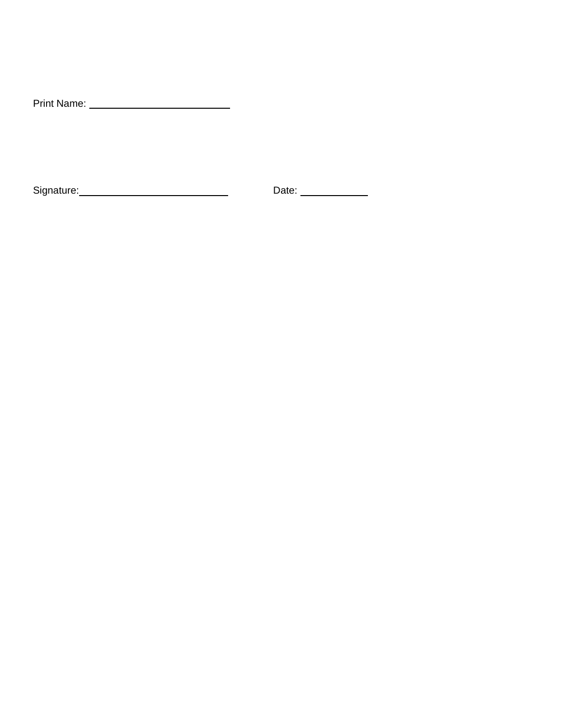Print Name: ____________________________

Signature:____________________________ Date: ____________